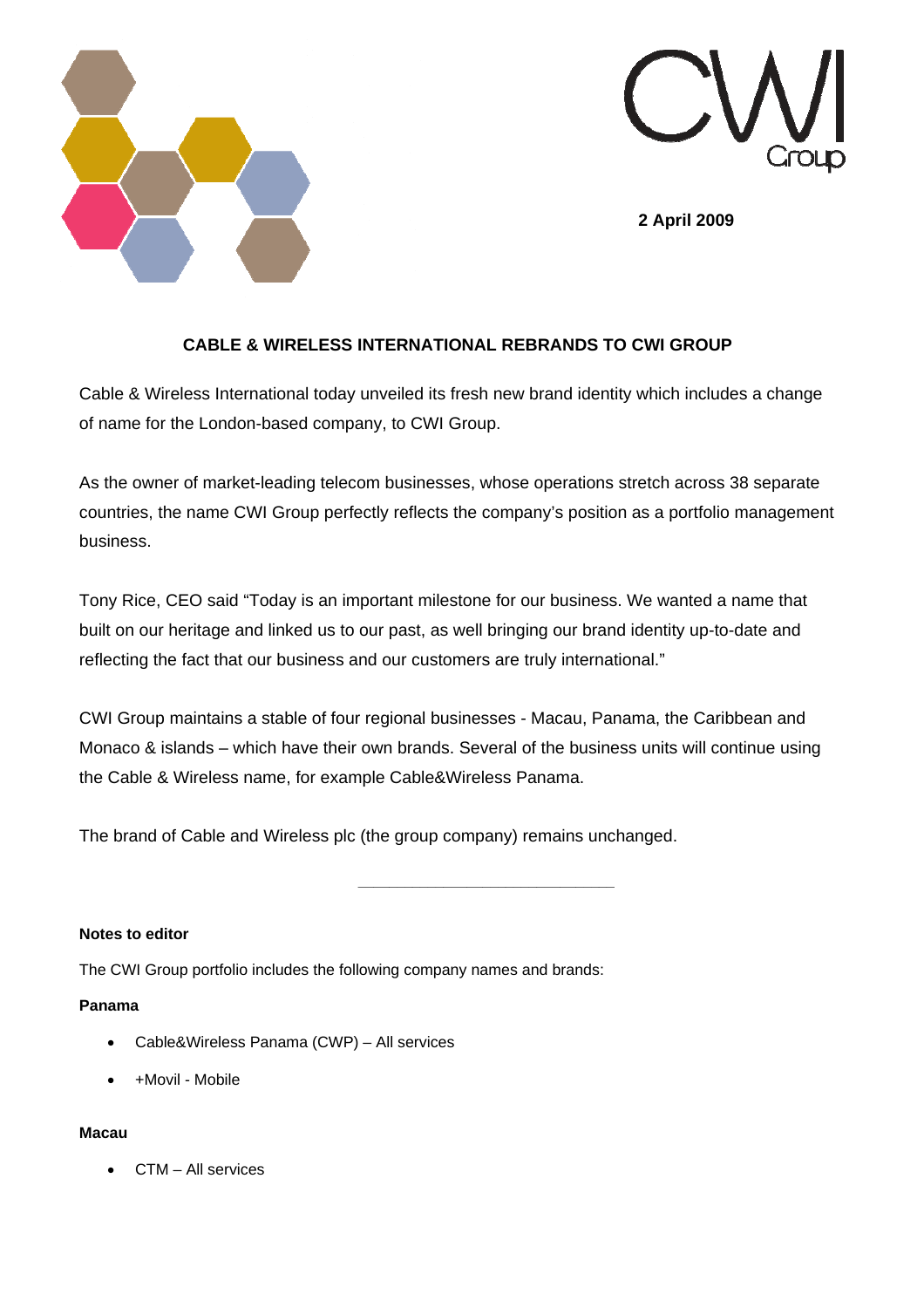2 April 2009

# CABLE & WIRELESS INTERNATIONAL REBRANDS TO CWI GROUP

Cable & Wireless International today unveiled its fresh new brand identity which includes a change of name for the London-based company, to CWI Group.

As the owner of market-leading telecom businesses, whose operations stretch across 38 separate countries, the name CWI Group perfectly reflects the company's position as a portfolio management business.

Tony Rice, CEO said "Today is an important milestone for our business. We wanted a name that built on our heritage and linked us to our past, as well bringing our brand identity up-to-date and reflecting the fact that our business and our customers are truly international."

CWI Group maintains a stable of four regional businesses - Macau, Panama, the Caribbean and Monaco & islands – which have their own brands. Several of the business units will continue using the Cable & Wireless name, for example Cable&Wireless Panama.

The brand of Cable and Wireless plc (the group company) remains unchanged.

---

**Notes to editor**

The CWI Group portfolio includes the following company names and brands:

**Panama**

- Cable&Wireless Panama (CWP) – All services
- +Movil - Mobile

**Macau**

- CTM – All services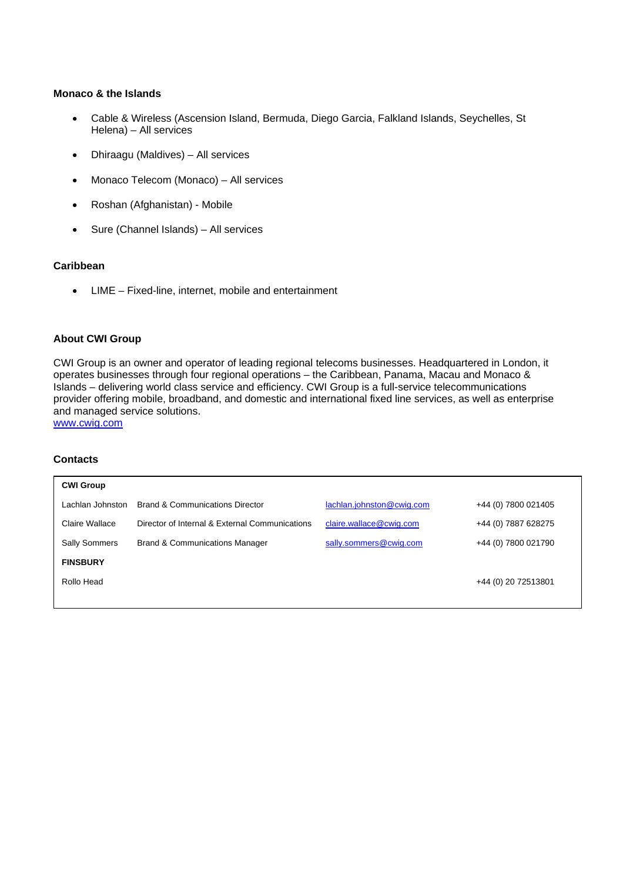**Monaco & the Islands**

- Cable & Wireless (Ascension Island, Bermuda, Diego Garcia, Falkland Islands, Seychelles, St Helena) – All services
- Dhiraagu (Maldives) – All services
- Monaco Telecom (Monaco) – All services
- Roshan (Afghanistan) - Mobile
- Sure (Channel Islands) – All services

**Caribbean**

- LIME – Fixed-line, internet, mobile and entertainment

**About CWI Group**

CWI Group is an owner and operator of leading regional telecoms businesses. Headquartered in London, it operates businesses through four regional operations – the Caribbean, Panama, Macau and Monaco & Islands – delivering world class service and efficiency. CWI Group is a full-service telecommunications provider offering mobile, broadband, and domestic and international fixed line services, as well as enterprise and managed service solutions.
www.cwig.com

**Contacts**

| | | | |
|---|---|---|---|
| **CWI Group** | | | |
| Lachlan Johnston | Brand & Communications Director | lachlan.johnston@cwig.com | +44 (0) 7800 021405 |
| Claire Wallace | Director of Internal & External Communications | claire.wallace@cwig.com | +44 (0) 7887 628275 |
| Sally Sommers | Brand & Communications Manager | sally.sommers@cwig.com | +44 (0) 7800 021790 |
| **FINSBURY** | | | |
| Rollo Head | | | +44 (0) 20 72513801 |